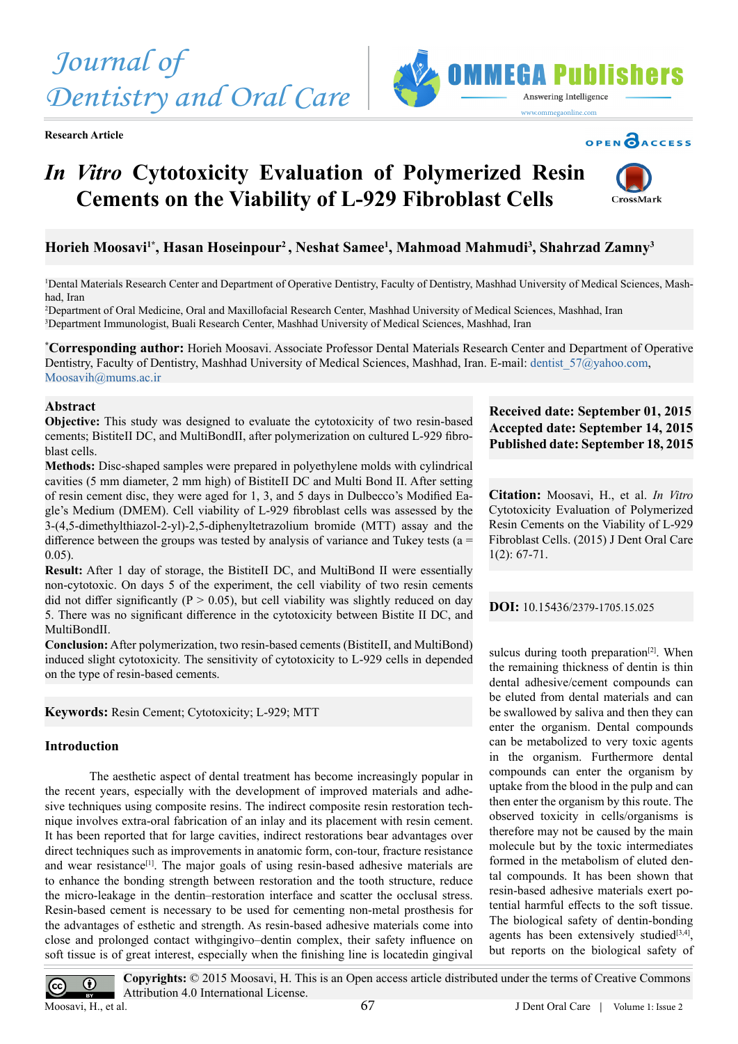Research Article

# *In Vitro* Cytotoxicity Evaluation of Polymerized Resin Cements on the Viability of L-929 Fibroblast Cells

**Horieh Moosavi[1*], Hasan Hoseinpour[2], Neshat Samee[1], Mahmoad Mahmudi[3], Shahrzad Zamny[3]**

[1]Dental Materials Research Center and Department of Operative Dentistry, Faculty of Dentistry, Mashhad University of Medical Sciences, Mashhad, Iran

[2]Department of Oral Medicine, Oral and Maxillofacial Research Center, Mashhad University of Medical Sciences, Mashhad, Iran

[3]Department Immunologist, Buali Research Center, Mashhad University of Medical Sciences, Mashhad, Iran

[*]**Corresponding author:** Horieh Moosavi. Associate Professor Dental Materials Research Center and Department of Operative Dentistry, Faculty of Dentistry, Mashhad University of Medical Sciences, Mashhad, Iran. E-mail: dentist_57@yahoo.com, Moosavih@mums.ac.ir

**Received date: September 01, 2015**
**Accepted date: September 14, 2015**
**Published date: September 18, 2015**

**Citation:** Moosavi, H., et al. *In Vitro* Cytotoxicity Evaluation of Polymerized Resin Cements on the Viability of L-929 Fibroblast Cells. (2015) J Dent Oral Care 1(2): 67-71.

**DOI:** 10.15436/2379-1705.15.025

## Abstract

**Objective:** This study was designed to evaluate the cytotoxicity of two resin-based cements; BistiteII DC, and MultiBondII, after polymerization on cultured L-929 fibroblast cells.

**Methods:** Disc-shaped samples were prepared in polyethylene molds with cylindrical cavities (5 mm diameter, 2 mm high) of BistiteII DC and Multi Bond II. After setting of resin cement disc, they were aged for 1, 3, and 5 days in Dulbecco's Modified Eagle's Medium (DMEM). Cell viability of L-929 fibroblast cells was assessed by the 3-(4,5-dimethylthiazol-2-yl)-2,5-diphenyltetrazolium bromide (MTT) assay and the difference between the groups was tested by analysis of variance and Tukey tests ($a = 0.05$).

**Result:** After 1 day of storage, the BistiteII DC, and MultiBond II were essentially non-cytotoxic. On days 5 of the experiment, the cell viability of two resin cements did not differ significantly ($P > 0.05$), but cell viability was slightly reduced on day 5. There was no significant difference in the cytotoxicity between Bistite II DC, and MultiBondII.

**Conclusion:** After polymerization, two resin-based cements (BistiteII, and MultiBond) induced slight cytotoxicity. The sensitivity of cytotoxicity to L-929 cells in depended on the type of resin-based cements.

**Keywords:** Resin Cement; Cytotoxicity; L-929; MTT

## Introduction

The aesthetic aspect of dental treatment has become increasingly popular in the recent years, especially with the development of improved materials and adhesive techniques using composite resins. The indirect composite resin restoration technique involves extra-oral fabrication of an inlay and its placement with resin cement. It has been reported that for large cavities, indirect restorations bear advantages over direct techniques such as improvements in anatomic form, con-tour, fracture resistance and wear resistance[1]. The major goals of using resin-based adhesive materials are to enhance the bonding strength between restoration and the tooth structure, reduce the micro-leakage in the dentin–restoration interface and scatter the occlusal stress. Resin-based cement is necessary to be used for cementing non-metal prosthesis for the advantages of esthetic and strength. As resin-based adhesive materials come into close and prolonged contact withgingivo–dentin complex, their safety influence on soft tissue is of great interest, especially when the finishing line is locatedin gingival sulcus during tooth preparation[2]. When the remaining thickness of dentin is thin dental adhesive/cement compounds can be eluted from dental materials and can be swallowed by saliva and then they can enter the organism. Dental compounds can be metabolized to very toxic agents in the organism. Furthermore dental compounds can enter the organism by uptake from the blood in the pulp and can then enter the organism by this route. The observed toxicity in cells/organisms is therefore may not be caused by the main molecule but by the toxic intermediates formed in the metabolism of dental compounds. It has been shown that resin-based adhesive materials exert potential harmful effects to the soft tissue. The biological safety of dentin-bonding agents has been extensively studied[3,4], but reports on the biological safety of

**Copyrights:** © 2015 Moosavi, H. This is an Open access article distributed under the terms of Creative Commons Attribution 4.0 International License.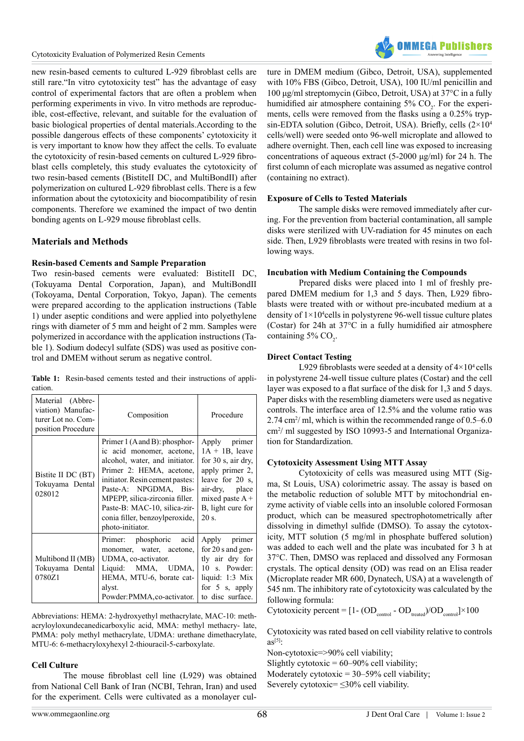new resin-based cements to cultured L-929 fibroblast cells are still rare."In vitro cytotoxicity test" has the advantage of easy control of experimental factors that are often a problem when performing experiments in vivo. In vitro methods are reproducible, cost-effective, relevant, and suitable for the evaluation of basic biological properties of dental materials.According to the possible dangerous effects of these components' cytotoxicity it is very important to know how they affect the cells. To evaluate the cytotoxicity of resin-based cements on cultured L-929 fibroblast cells completely, this study evaluates the cytotoxicity of two resin-based cements (BistiteII DC, and MultiBondII) after polymerization on cultured L-929 fibroblast cells. There is a few information about the cytotoxicity and biocompatibility of resin components. Therefore we examined the impact of two dentin bonding agents on L-929 mouse fibroblast cells.

## Materials and Methods

### Resin-based Cements and Sample Preparation

Two resin-based cements were evaluated: BistiteII DC, (Tokuyama Dental Corporation, Japan), and MultiBondII (Tokuyama, Dental Corporation, Tokyo, Japan). The cements were prepared according to the application instructions (Table 1) under aseptic conditions and were applied into polyethylene rings with diameter of 5 mm and height of 2 mm. Samples were polymerized in accordance with the application instructions (Table 1). Sodium dodecyl sulfate (SDS) was used as positive control and DMEM without serum as negative control.

**Table 1:** Resin-based cements tested and their instructions of application.

| Material (Abbreviation) Manufacturer Lot no. Composition Procedure | Composition | Procedure |
|---|---|---|
| Bistite II DC (BT) Tokuyama Dental 028012 | Primer 1 (A and B): phosphoric acid monomer, acetone, alcohol, water, and initiator. Primer 2: HEMA, acetone, initiator. Resin cement pastes: Paste-A: NPGDMA, Bis-MPEPP, silica-zirconia filler. Paste-B: MAC-10, silica-zirconia filler, benzoylperoxide, photo-initiator. | Apply primer 1A + 1B, leave for 30 s, air dry, apply primer 2, leave for 20 s, air-dry, place mixed paste A + B, light cure for 20 s. |
| Multibond II (MB) Tokuyama Dental 0780Z1 | Primer: phosphoric acid monomer, water, acetone, UDMA, co-activator. Liquid: MMA, UDMA, HEMA, MTU-6, borate catalyst. Powder:PMMA,co-activator. | Apply primer for 20 s and gently air dry for 10 s. Powder: liquid: 1:3 Mix for 5 s, apply to disc surface. |

Abbreviations: HEMA: 2-hydroxyethyl methacrylate, MAC-10: methacryloyloxyundecanedicarboxylic acid, MMA: methyl methacry- late, PMMA: poly methyl methacrylate, UDMA: urethane dimethacrylate, MTU-6: 6-methacryloxyhexyl 2-thiouracil-5-carboxylate.

### Cell Culture

The mouse fibroblast cell line (L929) was obtained from National Cell Bank of Iran (NCBI, Tehran, Iran) and used for the experiment. Cells were cultivated as a monolayer culture in DMEM medium (Gibco, Detroit, USA), supplemented with 10% FBS (Gibco, Detroit, USA), 100 IU/ml penicillin and 100 µg/ml streptomycin (Gibco, Detroit, USA) at 37°C in a fully humidified air atmosphere containing 5% $CO_2$. For the experiments, cells were removed from the flasks using a 0.25% trypsin-EDTA solution (Gibco, Detroit, USA). Briefly, cells ($2\times10^4$ cells/well) were seeded onto 96-well microplate and allowed to adhere overnight. Then, each cell line was exposed to increasing concentrations of aqueous extract (5-2000 µg/ml) for 24 h. The first column of each microplate was assumed as negative control (containing no extract).

### Exposure of Cells to Tested Materials

The sample disks were removed immediately after curing. For the prevention from bacterial contamination, all sample disks were sterilized with UV-radiation for 45 minutes on each side. Then, L929 fibroblasts were treated with resins in two following ways.

### Incubation with Medium Containing the Compounds

Prepared disks were placed into 1 ml of freshly prepared DMEM medium for 1,3 and 5 days. Then, L929 fibroblasts were treated with or without pre-incubated medium at a density of $1\times10^4$cells in polystyrene 96-well tissue culture plates (Costar) for 24h at 37°C in a fully humidified air atmosphere containing 5% $CO_2$.

### Direct Contact Testing

L929 fibroblasts were seeded at a density of $4\times10^4$ cells in polystyrene 24-well tissue culture plates (Costar) and the cell layer was exposed to a flat surface of the disk for 1,3 and 5 days. Paper disks with the resembling diameters were used as negative controls. The interface area of 12.5% and the volume ratio was 2.74 $cm^2$/ ml, which is within the recommended range of 0.5–6.0 $cm^2$/ ml suggested by ISO 10993-5 and International Organization for Standardization.

### Cytotoxicity Assessment Using MTT Assay

Cytotoxicity of cells was measured using MTT (Sigma, St Louis, USA) colorimetric assay. The assay is based on the metabolic reduction of soluble MTT by mitochondrial enzyme activity of viable cells into an insoluble colored Formosan product, which can be measured spectrophotometrically after dissolving in dimethyl sulfide (DMSO). To assay the cytotoxicity, MTT solution (5 mg/ml in phosphate buffered solution) was added to each well and the plate was incubated for 3 h at 37°C. Then, DMSO was replaced and dissolved any Formosan crystals. The optical density (OD) was read on an Elisa reader (Microplate reader MR 600, Dynatech, USA) at a wavelength of 545 nm. The inhibitory rate of cytotoxicity was calculated by the following formula:

$$\text{Cytotoxicity percent} = [1- (OD_{control} - OD_{treated})/OD_{control}]\times100$$

Cytotoxicity was rated based on cell viability relative to controls as[5]:

Non-cytotoxic=>90% cell viability;
Slightly cytotoxic = 60–90% cell viability;
Moderately cytotoxic = 30–59% cell viability;
Severely cytotoxic= ≤30% cell viability.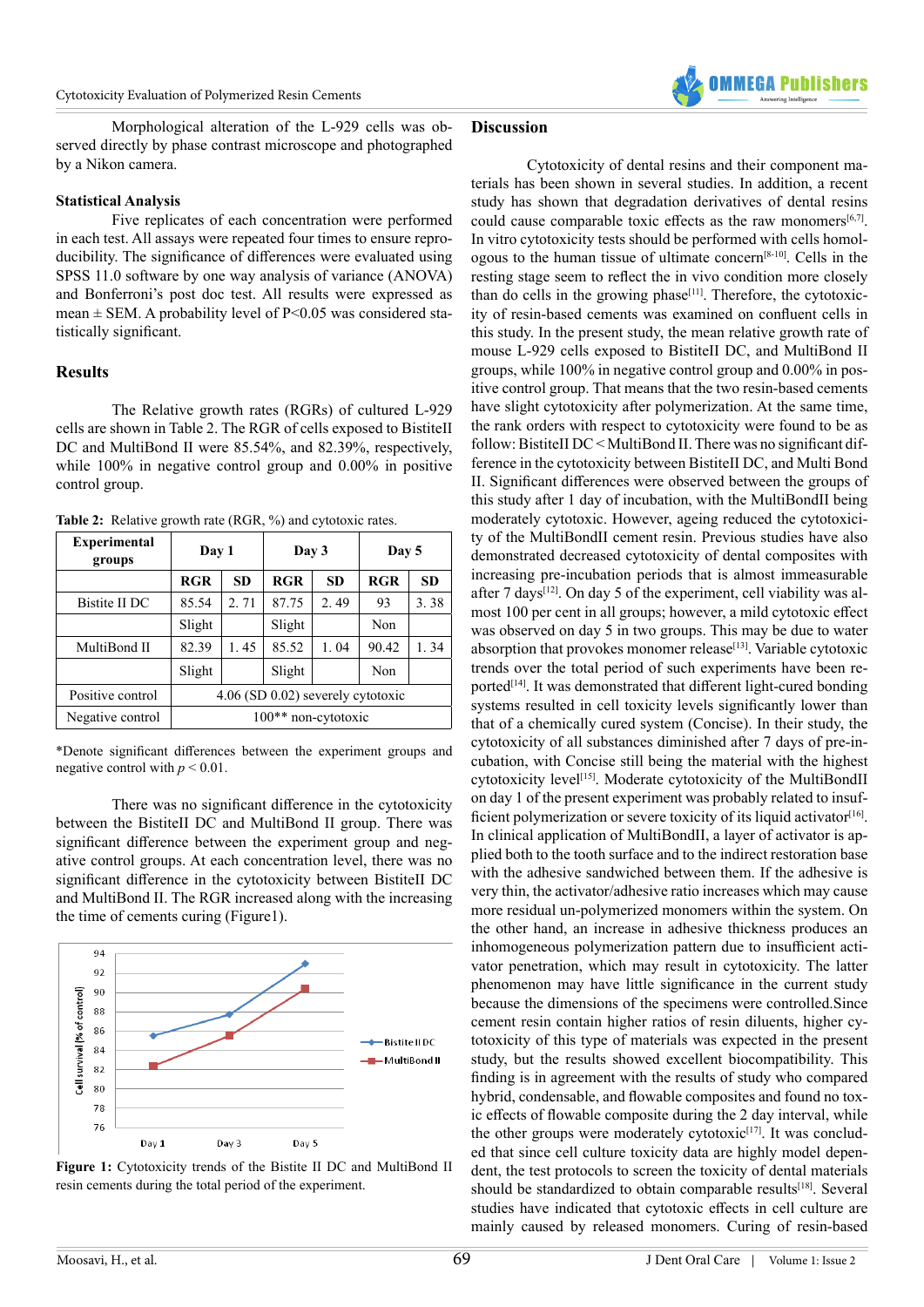Morphological alteration of the L-929 cells was observed directly by phase contrast microscope and photographed by a Nikon camera.

### Statistical Analysis

Five replicates of each concentration were performed in each test. All assays were repeated four times to ensure reproducibility. The significance of differences were evaluated using SPSS 11.0 software by one way analysis of variance (ANOVA) and Bonferroni's post doc test. All results were expressed as mean ± SEM. A probability level of P<0.05 was considered statistically significant.

## Results

The Relative growth rates (RGRs) of cultured L-929 cells are shown in Table 2. The RGR of cells exposed to BistiteII DC and MultiBond II were 85.54%, and 82.39%, respectively, while 100% in negative control group and 0.00% in positive control group.

**Table 2:** Relative growth rate (RGR, %) and cytotoxic rates.

| Experimental groups | Day 1 | | Day 3 | | Day 5 | |
|---|---|---|---|---|---|---|
| | RGR | SD | RGR | SD | RGR | SD |
| Bistite II DC | 85.54 | 2. 71 | 87.75 | 2. 49 | 93 | 3. 38 |
| | Slight | | Slight | | Non | |
| MultiBond II | 82.39 | 1. 45 | 85.52 | 1. 04 | 90.42 | 1. 34 |
| | Slight | | Slight | | Non | |
| Positive control | 4.06 (SD 0.02) severely cytotoxic | | | | | |
| Negative control | 100** non-cytotoxic | | | | | |

*Denote significant differences between the experiment groups and negative control with $p < 0.01$.

There was no significant difference in the cytotoxicity between the BistiteII DC and MultiBond II group. There was significant difference between the experiment group and negative control groups. At each concentration level, there was no significant difference in the cytotoxicity between BistiteII DC and MultiBond II. The RGR increased along with the increasing the time of cements curing (Figure1).

**Figure 1:** Cytotoxicity trends of the Bistite II DC and MultiBond II resin cements during the total period of the experiment.

## Discussion

Cytotoxicity of dental resins and their component materials has been shown in several studies. In addition, a recent study has shown that degradation derivatives of dental resins could cause comparable toxic effects as the raw monomers[6,7]. In vitro cytotoxicity tests should be performed with cells homologous to the human tissue of ultimate concern[8-10]. Cells in the resting stage seem to reflect the in vivo condition more closely than do cells in the growing phase[11]. Therefore, the cytotoxicity of resin-based cements was examined on confluent cells in this study. In the present study, the mean relative growth rate of mouse L-929 cells exposed to BistiteII DC, and MultiBond II groups, while 100% in negative control group and 0.00% in positive control group. That means that the two resin-based cements have slight cytotoxicity after polymerization. At the same time, the rank orders with respect to cytotoxicity were found to be as follow: BistiteII DC < MultiBond II. There was no significant difference in the cytotoxicity between BistiteII DC, and Multi Bond II. Significant differences were observed between the groups of this study after 1 day of incubation, with the MultiBondII being moderately cytotoxic. However, ageing reduced the cytotoxicity of the MultiBondII cement resin. Previous studies have also demonstrated decreased cytotoxicity of dental composites with increasing pre-incubation periods that is almost immeasurable after 7 days[12]. On day 5 of the experiment, cell viability was almost 100 per cent in all groups; however, a mild cytotoxic effect was observed on day 5 in two groups. This may be due to water absorption that provokes monomer release[13]. Variable cytotoxic trends over the total period of such experiments have been reported[14]. It was demonstrated that different light-cured bonding systems resulted in cell toxicity levels significantly lower than that of a chemically cured system (Concise). In their study, the cytotoxicity of all substances diminished after 7 days of pre-incubation, with Concise still being the material with the highest cytotoxicity level[15]. Moderate cytotoxicity of the MultiBondII on day 1 of the present experiment was probably related to insufficient polymerization or severe toxicity of its liquid activator[16]. In clinical application of MultiBondII, a layer of activator is applied both to the tooth surface and to the indirect restoration base with the adhesive sandwiched between them. If the adhesive is very thin, the activator/adhesive ratio increases which may cause more residual un-polymerized monomers within the system. On the other hand, an increase in adhesive thickness produces an inhomogeneous polymerization pattern due to insufficient activator penetration, which may result in cytotoxicity. The latter phenomenon may have little significance in the current study because the dimensions of the specimens were controlled.Since cement resin contain higher ratios of resin diluents, higher cytotoxicity of this type of materials was expected in the present study, but the results showed excellent biocompatibility. This finding is in agreement with the results of study who compared hybrid, condensable, and flowable composites and found no toxic effects of flowable composite during the 2 day interval, while the other groups were moderately cytotoxic[17]. It was concluded that since cell culture toxicity data are highly model dependent, the test protocols to screen the toxicity of dental materials should be standardized to obtain comparable results[18]. Several studies have indicated that cytotoxic effects in cell culture are mainly caused by released monomers. Curing of resin-based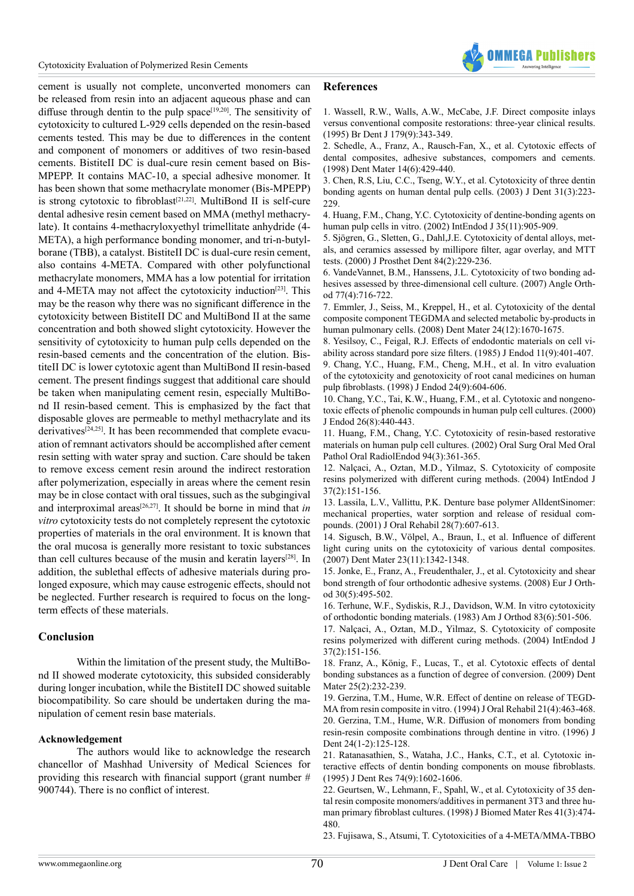cement is usually not complete, unconverted monomers can be released from resin into an adjacent aqueous phase and can diffuse through dentin to the pulp space[19,20]. The sensitivity of cytotoxicity to cultured L-929 cells depended on the resin-based cements tested. This may be due to differences in the content and component of monomers or additives of two resin-based cements. BistiteII DC is dual-cure resin cement based on Bis-MPEPP. It contains MAC-10, a special adhesive monomer. It has been shown that some methacrylate monomer (Bis-MPEPP) is strong cytotoxic to fibroblast[21,22]. MultiBond II is self-cure dental adhesive resin cement based on MMA (methyl methacrylate). It contains 4-methacryloxyethyl trimellitate anhydride (4-META), a high performance bonding monomer, and tri-n-butylborane (TBB), a catalyst. BistiteII DC is dual-cure resin cement, also contains 4-META. Compared with other polyfunctional methacrylate monomers, MMA has a low potential for irritation and 4-META may not affect the cytotoxicity induction[23]. This may be the reason why there was no significant difference in the cytotoxicity between BistiteII DC and MultiBond II at the same concentration and both showed slight cytotoxicity. However the sensitivity of cytotoxicity to human pulp cells depended on the resin-based cements and the concentration of the elution. BistiteII DC is lower cytotoxic agent than MultiBond II resin-based cement. The present findings suggest that additional care should be taken when manipulating cement resin, especially MultiBond II resin-based cement. This is emphasized by the fact that disposable gloves are permeable to methyl methacrylate and its derivatives[24,25]. It has been recommended that complete evacuation of remnant activators should be accomplished after cement resin setting with water spray and suction. Care should be taken to remove excess cement resin around the indirect restoration after polymerization, especially in areas where the cement resin may be in close contact with oral tissues, such as the subgingival and interproximal areas[26,27]. It should be borne in mind that *in vitro* cytotoxicity tests do not completely represent the cytotoxic properties of materials in the oral environment. It is known that the oral mucosa is generally more resistant to toxic substances than cell cultures because of the musin and keratin layers[28]. In addition, the sublethal effects of adhesive materials during prolonged exposure, which may cause estrogenic effects, should not be neglected. Further research is required to focus on the long-term effects of these materials.

## Conclusion

Within the limitation of the present study, the MultiBond II showed moderate cytotoxicity, this subsided considerably during longer incubation, while the BistiteII DC showed suitable biocompatibility. So care should be undertaken during the manipulation of cement resin base materials.

### Acknowledgement

The authors would like to acknowledge the research chancellor of Mashhad University of Medical Sciences for providing this research with financial support (grant number # 900744). There is no conflict of interest.

## References

1. Wassell, R.W., Walls, A.W., McCabe, J.F. Direct composite inlays versus conventional composite restorations: three-year clinical results. (1995) Br Dent J 179(9):343-349.
2. Schedle, A., Franz, A., Rausch-Fan, X., et al. Cytotoxic effects of dental composites, adhesive substances, compomers and cements. (1998) Dent Mater 14(6):429-440.
3. Chen, R.S, Liu, C.C., Tseng, W.Y., et al. Cytotoxicity of three dentin bonding agents on human dental pulp cells. (2003) J Dent 31(3):223-229.
4. Huang, F.M., Chang, Y.C. Cytotoxicity of dentine-bonding agents on human pulp cells in vitro. (2002) IntEndod J 35(11):905-909.
5. Sjögren, G., Sletten, G., Dahl,J.E. Cytotoxicity of dental alloys, metals, and ceramics assessed by millipore filter, agar overlay, and MTT tests. (2000) J Prosthet Dent 84(2):229-236.
6. VandeVannet, B.M., Hanssens, J.L. Cytotoxicity of two bonding adhesives assessed by three-dimensional cell culture. (2007) Angle Orthod 77(4):716-722.
7. Emmler, J., Seiss, M., Kreppel, H., et al. Cytotoxicity of the dental composite component TEGDMA and selected metabolic by-products in human pulmonary cells. (2008) Dent Mater 24(12):1670-1675.
8. Yesilsoy, C., Feigal, R.J. Effects of endodontic materials on cell viability across standard pore size filters. (1985) J Endod 11(9):401-407.
9. Chang, Y.C., Huang, F.M., Cheng, M.H., et al. In vitro evaluation of the cytotoxicity and genotoxicity of root canal medicines on human pulp fibroblasts. (1998) J Endod 24(9):604-606.
10. Chang, Y.C., Tai, K.W., Huang, F.M., et al. Cytotoxic and nongenotoxic effects of phenolic compounds in human pulp cell cultures. (2000) J Endod 26(8):440-443.
11. Huang, F.M., Chang, Y.C. Cytotoxicity of resin-based restorative materials on human pulp cell cultures. (2002) Oral Surg Oral Med Oral Pathol Oral RadiolEndod 94(3):361-365.
12. Nalçaci, A., Oztan, M.D., Yilmaz, S. Cytotoxicity of composite resins polymerized with different curing methods. (2004) IntEndod J 37(2):151-156.
13. Lassila, L.V., Vallittu, P.K. Denture base polymer AlldentSinomer: mechanical properties, water sorption and release of residual compounds. (2001) J Oral Rehabil 28(7):607-613.
14. Sigusch, B.W., Völpel, A., Braun, I., et al. Influence of different light curing units on the cytotoxicity of various dental composites. (2007) Dent Mater 23(11):1342-1348.
15. Jonke, E., Franz, A., Freudenthaler, J., et al. Cytotoxicity and shear bond strength of four orthodontic adhesive systems. (2008) Eur J Orthod 30(5):495-502.
16. Terhune, W.F., Sydiskis, R.J., Davidson, W.M. In vitro cytotoxicity of orthodontic bonding materials. (1983) Am J Orthod 83(6):501-506.
17. Nalçaci, A., Oztan, M.D., Yilmaz, S. Cytotoxicity of composite resins polymerized with different curing methods. (2004) IntEndod J 37(2):151-156.
18. Franz, A., König, F., Lucas, T., et al. Cytotoxic effects of dental bonding substances as a function of degree of conversion. (2009) Dent Mater 25(2):232-239.
19. Gerzina, T.M., Hume, W.R. Effect of dentine on release of TEGDMA from resin composite in vitro. (1994) J Oral Rehabil 21(4):463-468.
20. Gerzina, T.M., Hume, W.R. Diffusion of monomers from bonding resin-resin composite combinations through dentine in vitro. (1996) J Dent 24(1-2):125-128.
21. Ratanasathien, S., Wataha, J.C., Hanks, C.T., et al. Cytotoxic interactive effects of dentin bonding components on mouse fibroblasts. (1995) J Dent Res 74(9):1602-1606.
22. Geurtsen, W., Lehmann, F., Spahl, W., et al. Cytotoxicity of 35 dental resin composite monomers/additives in permanent 3T3 and three human primary fibroblast cultures. (1998) J Biomed Mater Res 41(3):474-480.
23. Fujisawa, S., Atsumi, T. Cytotoxicities of a 4-META/MMA-TBBO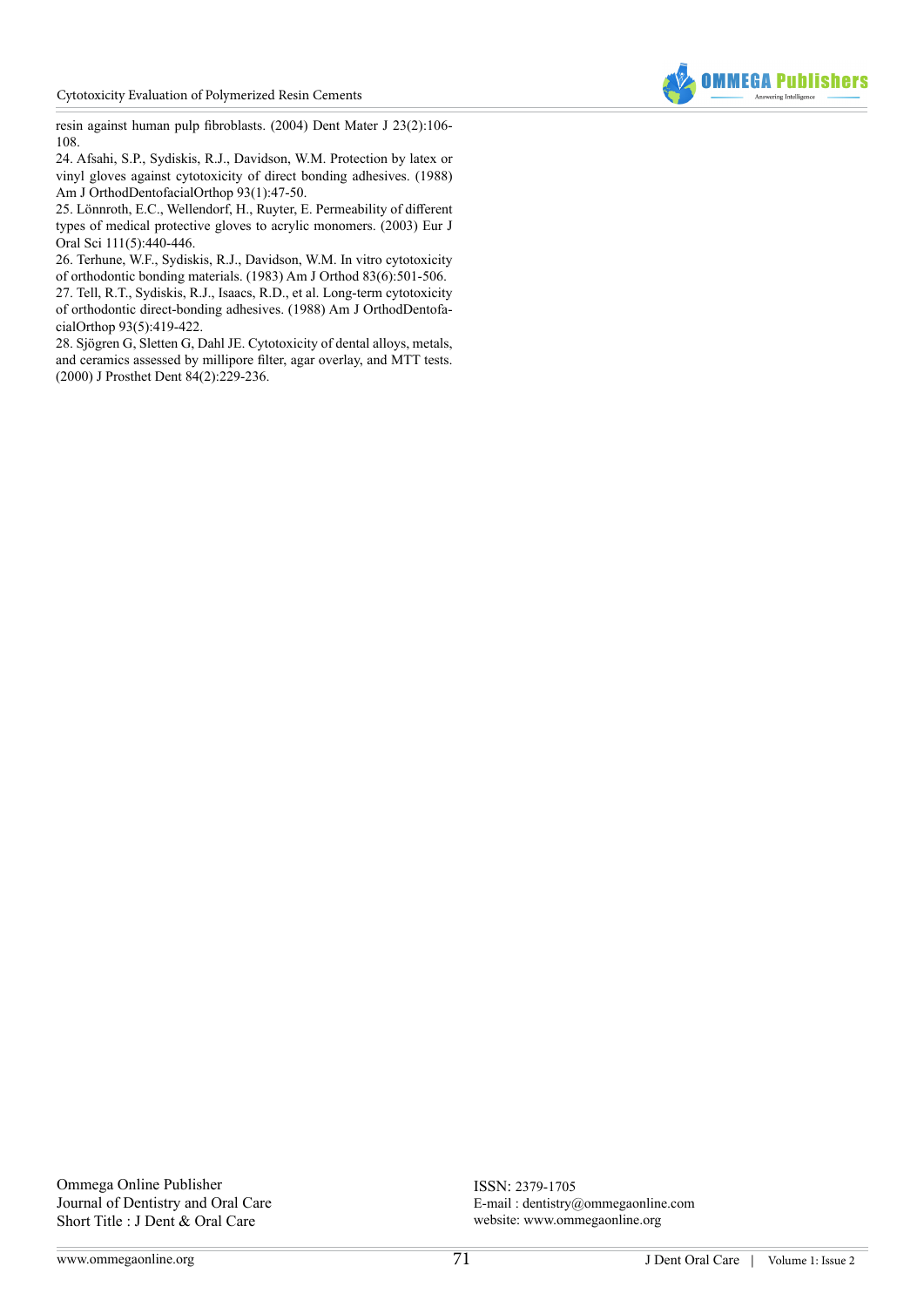resin against human pulp fibroblasts. (2004) Dent Mater J 23(2):106-108.

24. Afsahi, S.P., Sydiskis, R.J., Davidson, W.M. Protection by latex or vinyl gloves against cytotoxicity of direct bonding adhesives. (1988) Am J OrthodDentofacialOrthop 93(1):47-50.

25. Lönnroth, E.C., Wellendorf, H., Ruyter, E. Permeability of different types of medical protective gloves to acrylic monomers. (2003) Eur J Oral Sci 111(5):440-446.

26. Terhune, W.F., Sydiskis, R.J., Davidson, W.M. In vitro cytotoxicity of orthodontic bonding materials. (1983) Am J Orthod 83(6):501-506.

27. Tell, R.T., Sydiskis, R.J., Isaacs, R.D., et al. Long-term cytotoxicity of orthodontic direct-bonding adhesives. (1988) Am J OrthodDentofacialOrthop 93(5):419-422.

28. Sjögren G, Sletten G, Dahl JE. Cytotoxicity of dental alloys, metals, and ceramics assessed by millipore filter, agar overlay, and MTT tests. (2000) J Prosthet Dent 84(2):229-236.

Ommega Online Publisher
Journal of Dentistry and Oral Care
Short Title : J Dent & Oral Care

ISSN: 2379-1705
E-mail : dentistry@ommegaonline.com
website: www.ommegaonline.org